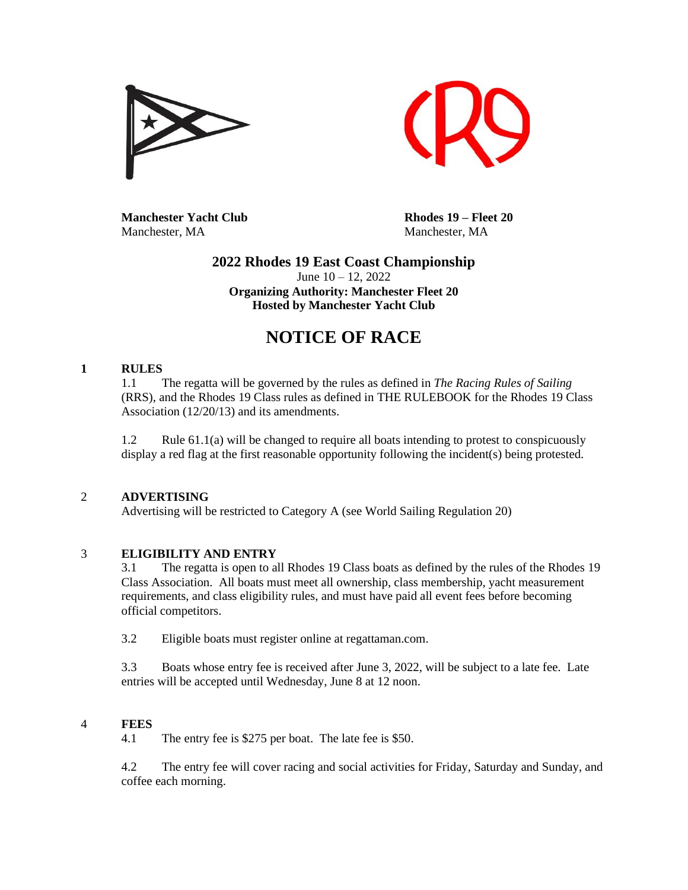**Manchester Yacht Club**
Manchester, MA

**Rhodes 19 – Fleet 20**
Manchester, MA

**2022 Rhodes 19 East Coast Championship**
June 10 – 12, 2022
**Organizing Authority: Manchester Fleet 20**
**Hosted by Manchester Yacht Club**

# NOTICE OF RACE

## 1 RULES

1.1 The regatta will be governed by the rules as defined in *The Racing Rules of Sailing* (RRS), and the Rhodes 19 Class rules as defined in THE RULEBOOK for the Rhodes 19 Class Association (12/20/13) and its amendments.

1.2 Rule 61.1(a) will be changed to require all boats intending to protest to conspicuously display a red flag at the first reasonable opportunity following the incident(s) being protested.

## 2 ADVERTISING

Advertising will be restricted to Category A (see World Sailing Regulation 20)

## 3 ELIGIBILITY AND ENTRY

3.1 The regatta is open to all Rhodes 19 Class boats as defined by the rules of the Rhodes 19 Class Association. All boats must meet all ownership, class membership, yacht measurement requirements, and class eligibility rules, and must have paid all event fees before becoming official competitors.

3.2 Eligible boats must register online at regattaman.com.

3.3 Boats whose entry fee is received after June 3, 2022, will be subject to a late fee. Late entries will be accepted until Wednesday, June 8 at 12 noon.

## 4 FEES

4.1 The entry fee is $275 per boat. The late fee is $50.

4.2 The entry fee will cover racing and social activities for Friday, Saturday and Sunday, and coffee each morning.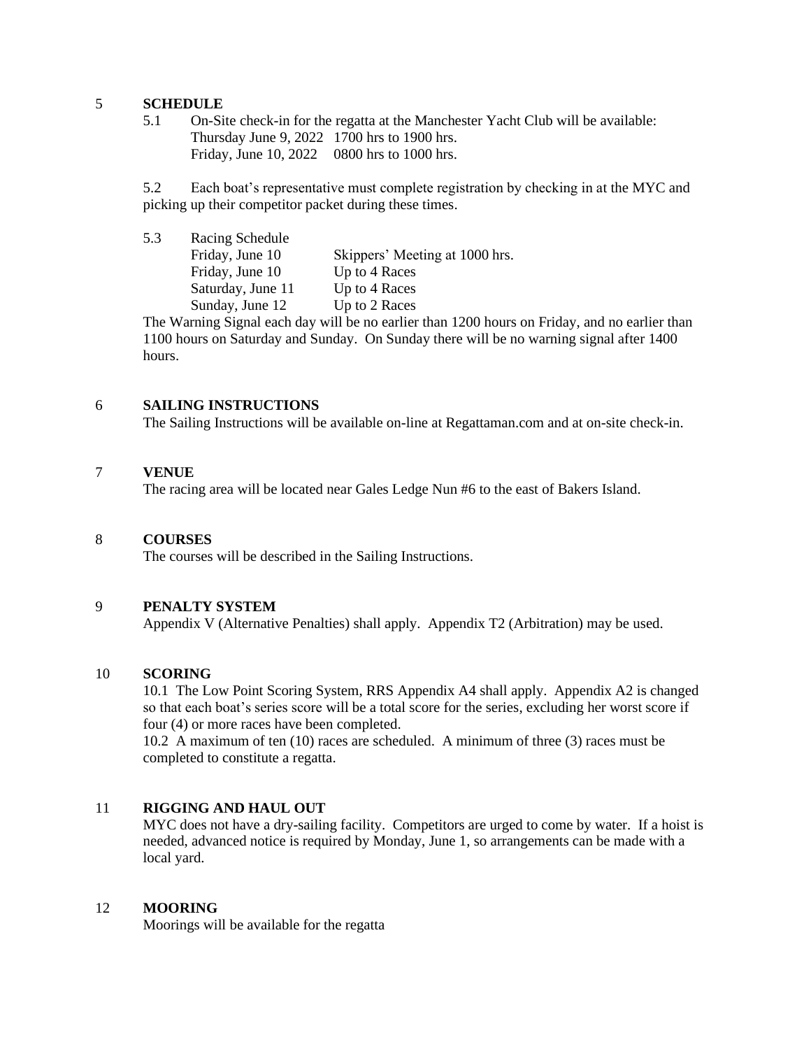## 5 SCHEDULE

5.1 On-Site check-in for the regatta at the Manchester Yacht Club will be available:
Thursday June 9, 2022 1700 hrs to 1900 hrs.
Friday, June 10, 2022 0800 hrs to 1000 hrs.

5.2 Each boat's representative must complete registration by checking in at the MYC and picking up their competitor packet during these times.

5.3 Racing Schedule

| | |
|---|---|
| Friday, June 10 | Skippers' Meeting at 1000 hrs. |
| Friday, June 10 | Up to 4 Races |
| Saturday, June 11 | Up to 4 Races |
| Sunday, June 12 | Up to 2 Races |

The Warning Signal each day will be no earlier than 1200 hours on Friday, and no earlier than 1100 hours on Saturday and Sunday. On Sunday there will be no warning signal after 1400 hours.

## 6 SAILING INSTRUCTIONS

The Sailing Instructions will be available on-line at Regattaman.com and at on-site check-in.

## 7 VENUE

The racing area will be located near Gales Ledge Nun #6 to the east of Bakers Island.

## 8 COURSES

The courses will be described in the Sailing Instructions.

## 9 PENALTY SYSTEM

Appendix V (Alternative Penalties) shall apply. Appendix T2 (Arbitration) may be used.

## 10 SCORING

10.1 The Low Point Scoring System, RRS Appendix A4 shall apply. Appendix A2 is changed so that each boat's series score will be a total score for the series, excluding her worst score if four (4) or more races have been completed.

10.2 A maximum of ten (10) races are scheduled. A minimum of three (3) races must be completed to constitute a regatta.

## 11 RIGGING AND HAUL OUT

MYC does not have a dry-sailing facility. Competitors are urged to come by water. If a hoist is needed, advanced notice is required by Monday, June 1, so arrangements can be made with a local yard.

## 12 MOORING

Moorings will be available for the regatta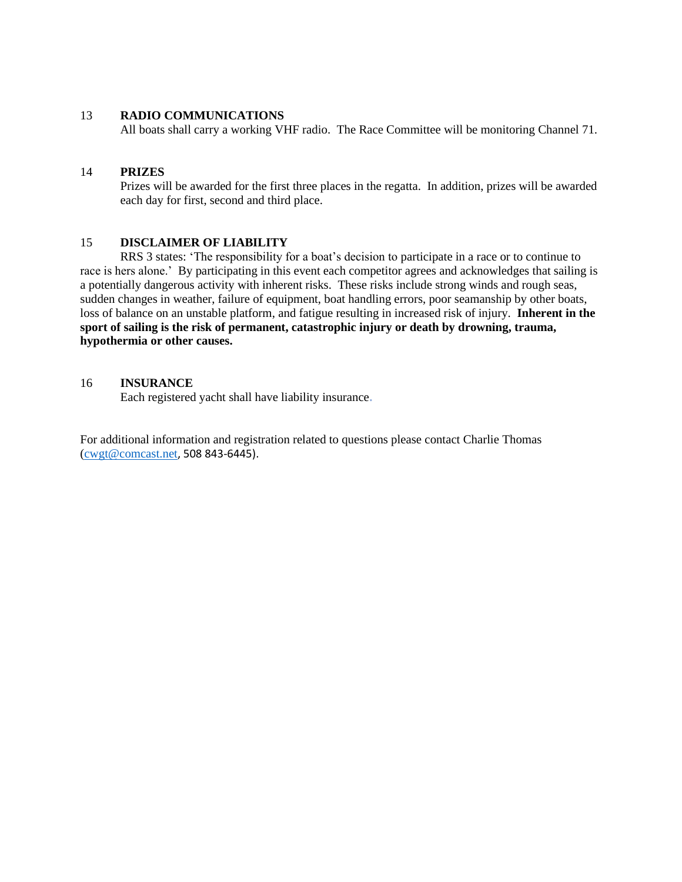## 13 RADIO COMMUNICATIONS

All boats shall carry a working VHF radio. The Race Committee will be monitoring Channel 71.

## 14 PRIZES

Prizes will be awarded for the first three places in the regatta. In addition, prizes will be awarded each day for first, second and third place.

## 15 DISCLAIMER OF LIABILITY

RRS 3 states: 'The responsibility for a boat's decision to participate in a race or to continue to race is hers alone.' By participating in this event each competitor agrees and acknowledges that sailing is a potentially dangerous activity with inherent risks. These risks include strong winds and rough seas, sudden changes in weather, failure of equipment, boat handling errors, poor seamanship by other boats, loss of balance on an unstable platform, and fatigue resulting in increased risk of injury. **Inherent in the sport of sailing is the risk of permanent, catastrophic injury or death by drowning, trauma, hypothermia or other causes.**

## 16 INSURANCE

Each registered yacht shall have liability insurance.

For additional information and registration related to questions please contact Charlie Thomas (cwgt@comcast.net, 508 843-6445).